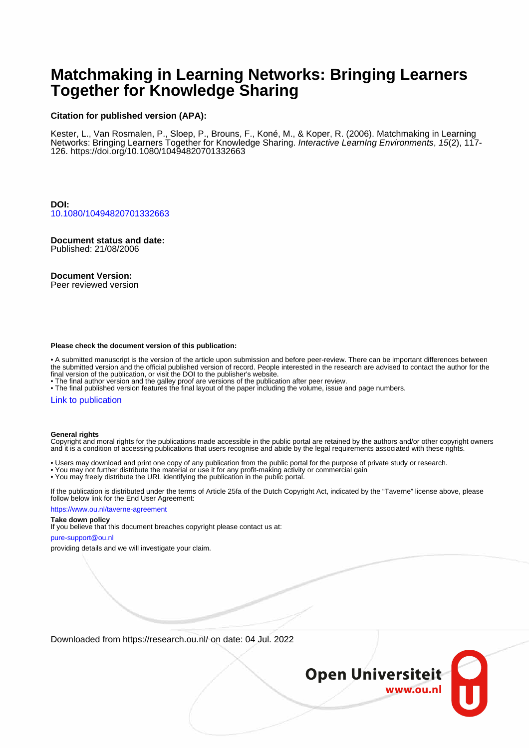# Matchmaking in Learning Networks: Bringing Learners Together for Knowledge Sharing

**Citation for published version (APA):**

Kester, L., Van Rosmalen, P., Sloep, P., Brouns, F., Koné, M., & Koper, R. (2006). Matchmaking in Learning Networks: Bringing Learners Together for Knowledge Sharing. *Interactive LearnIng Environments*, *15*(2), 117-126. https://doi.org/10.1080/10494820701332663

**DOI:**
10.1080/10494820701332663

**Document status and date:**
Published: 21/08/2006

**Document Version:**
Peer reviewed version

**Please check the document version of this publication:**

• A submitted manuscript is the version of the article upon submission and before peer-review. There can be important differences between the submitted version and the official published version of record. People interested in the research are advised to contact the author for the final version of the publication, or visit the DOI to the publisher's website.
• The final author version and the galley proof are versions of the publication after peer review.
• The final published version features the final layout of the paper including the volume, issue and page numbers.

Link to publication

**General rights**
Copyright and moral rights for the publications made accessible in the public portal are retained by the authors and/or other copyright owners and it is a condition of accessing publications that users recognise and abide by the legal requirements associated with these rights.

• Users may download and print one copy of any publication from the public portal for the purpose of private study or research.
• You may not further distribute the material or use it for any profit-making activity or commercial gain
• You may freely distribute the URL identifying the publication in the public portal.

If the publication is distributed under the terms of Article 25fa of the Dutch Copyright Act, indicated by the "Taverne" license above, please follow below link for the End User Agreement:

https://www.ou.nl/taverne-agreement

**Take down policy**
If you believe that this document breaches copyright please contact us at:

pure-support@ou.nl

providing details and we will investigate your claim.

Downloaded from https://research.ou.nl/ on date: 04 Jul. 2022

Open Universiteit
www.ou.nl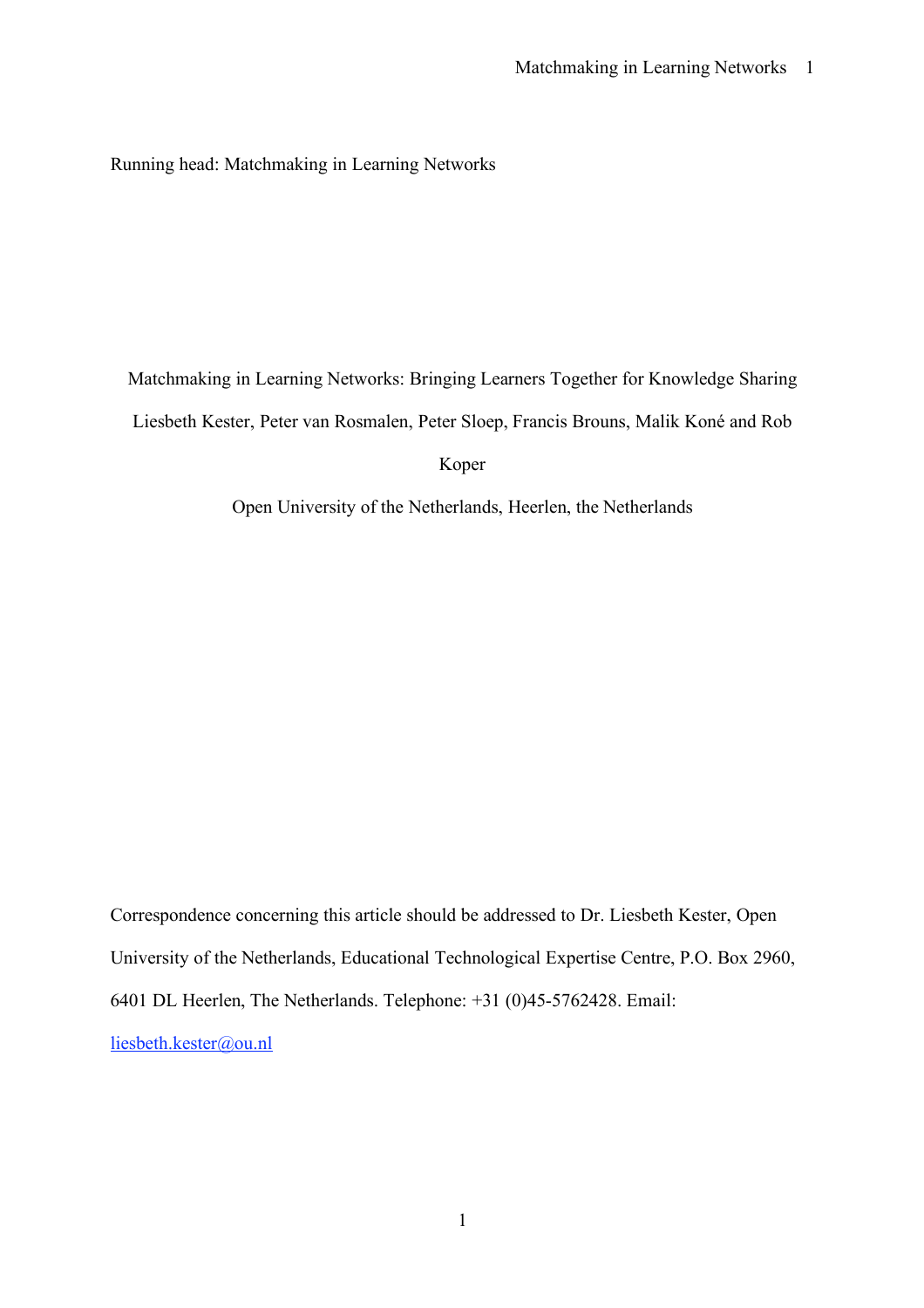Running head: Matchmaking in Learning Networks

Matchmaking in Learning Networks: Bringing Learners Together for Knowledge Sharing

Liesbeth Kester, Peter van Rosmalen, Peter Sloep, Francis Brouns, Malik Koné and Rob Koper

Open University of the Netherlands, Heerlen, the Netherlands

Correspondence concerning this article should be addressed to Dr. Liesbeth Kester, Open University of the Netherlands, Educational Technological Expertise Centre, P.O. Box 2960, 6401 DL Heerlen, The Netherlands. Telephone: +31 (0)45-5762428. Email: liesbeth.kester@ou.nl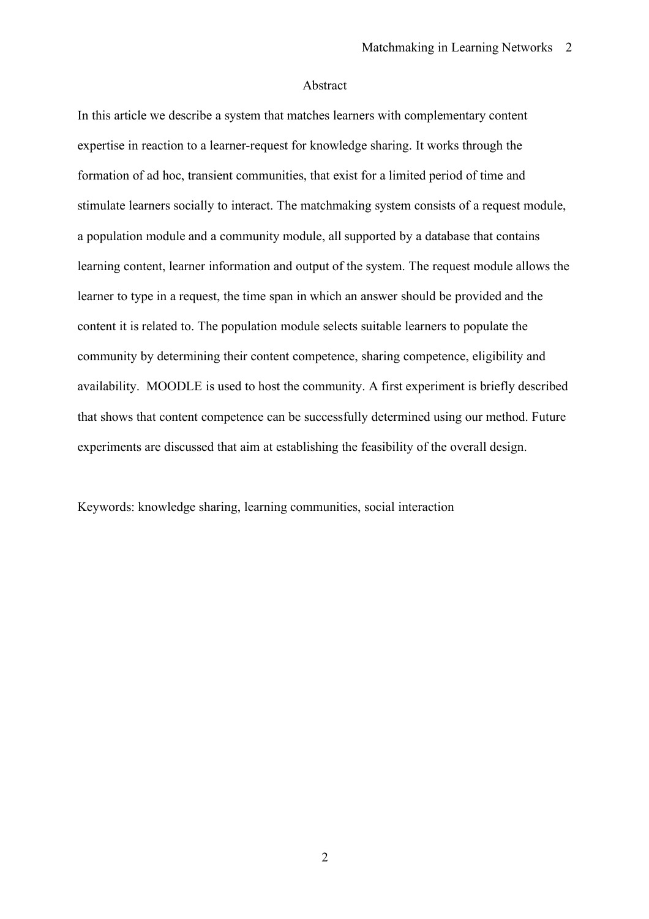## Abstract

In this article we describe a system that matches learners with complementary content expertise in reaction to a learner-request for knowledge sharing. It works through the formation of ad hoc, transient communities, that exist for a limited period of time and stimulate learners socially to interact. The matchmaking system consists of a request module, a population module and a community module, all supported by a database that contains learning content, learner information and output of the system. The request module allows the learner to type in a request, the time span in which an answer should be provided and the content it is related to. The population module selects suitable learners to populate the community by determining their content competence, sharing competence, eligibility and availability. MOODLE is used to host the community. A first experiment is briefly described that shows that content competence can be successfully determined using our method. Future experiments are discussed that aim at establishing the feasibility of the overall design.

Keywords: knowledge sharing, learning communities, social interaction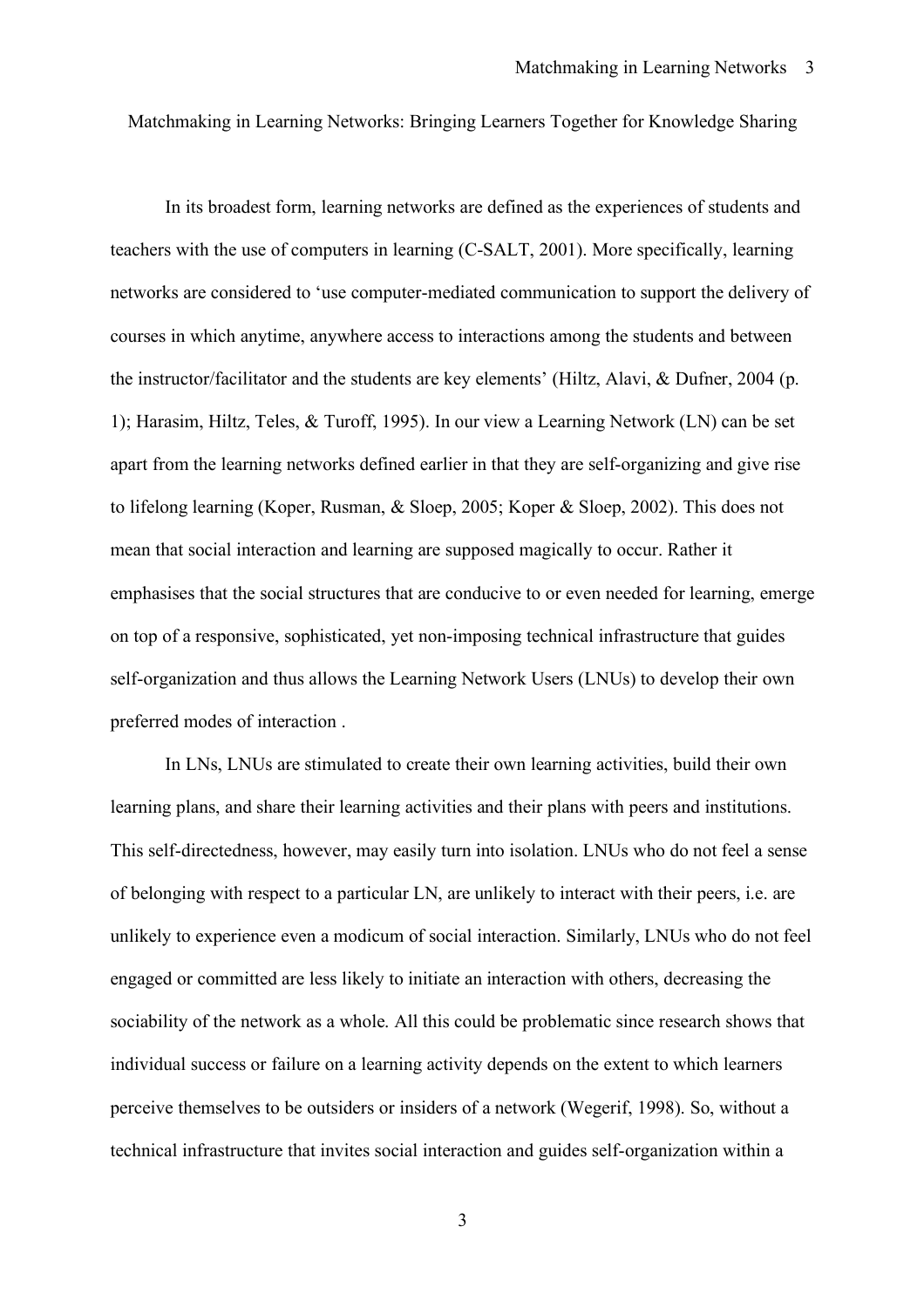# Matchmaking in Learning Networks: Bringing Learners Together for Knowledge Sharing

In its broadest form, learning networks are defined as the experiences of students and teachers with the use of computers in learning (C-SALT, 2001). More specifically, learning networks are considered to 'use computer-mediated communication to support the delivery of courses in which anytime, anywhere access to interactions among the students and between the instructor/facilitator and the students are key elements' (Hiltz, Alavi, & Dufner, 2004 (p. 1); Harasim, Hiltz, Teles, & Turoff, 1995). In our view a Learning Network (LN) can be set apart from the learning networks defined earlier in that they are self-organizing and give rise to lifelong learning (Koper, Rusman, & Sloep, 2005; Koper & Sloep, 2002). This does not mean that social interaction and learning are supposed magically to occur. Rather it emphasises that the social structures that are conducive to or even needed for learning, emerge on top of a responsive, sophisticated, yet non-imposing technical infrastructure that guides self-organization and thus allows the Learning Network Users (LNUs) to develop their own preferred modes of interaction .

In LNs, LNUs are stimulated to create their own learning activities, build their own learning plans, and share their learning activities and their plans with peers and institutions. This self-directedness, however, may easily turn into isolation. LNUs who do not feel a sense of belonging with respect to a particular LN, are unlikely to interact with their peers, i.e. are unlikely to experience even a modicum of social interaction. Similarly, LNUs who do not feel engaged or committed are less likely to initiate an interaction with others, decreasing the sociability of the network as a whole. All this could be problematic since research shows that individual success or failure on a learning activity depends on the extent to which learners perceive themselves to be outsiders or insiders of a network (Wegerif, 1998). So, without a technical infrastructure that invites social interaction and guides self-organization within a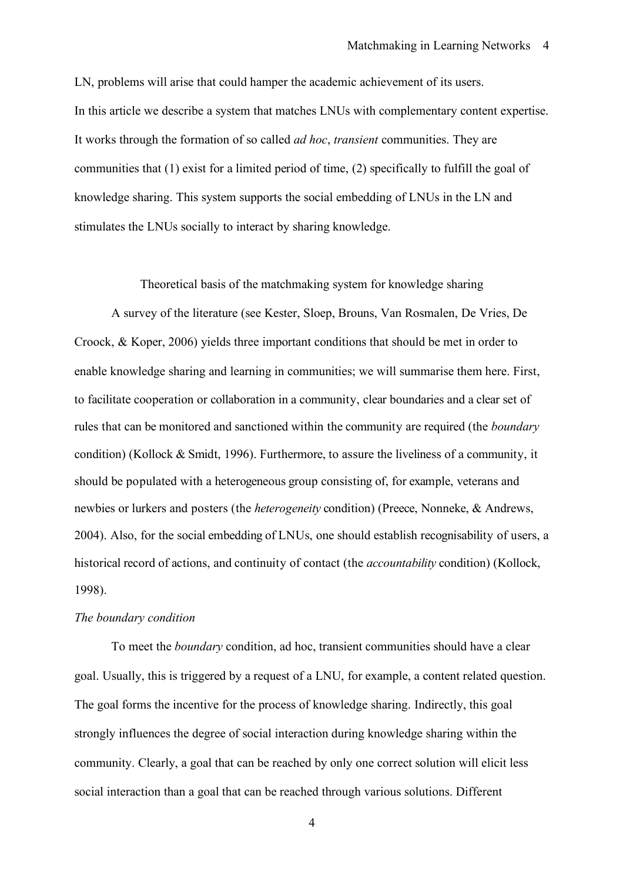LN, problems will arise that could hamper the academic achievement of its users.
In this article we describe a system that matches LNUs with complementary content expertise. It works through the formation of so called *ad hoc*, *transient* communities. They are communities that (1) exist for a limited period of time, (2) specifically to fulfill the goal of knowledge sharing. This system supports the social embedding of LNUs in the LN and stimulates the LNUs socially to interact by sharing knowledge.

## Theoretical basis of the matchmaking system for knowledge sharing

A survey of the literature (see Kester, Sloep, Brouns, Van Rosmalen, De Vries, De Croock, & Koper, 2006) yields three important conditions that should be met in order to enable knowledge sharing and learning in communities; we will summarise them here. First, to facilitate cooperation or collaboration in a community, clear boundaries and a clear set of rules that can be monitored and sanctioned within the community are required (the *boundary* condition) (Kollock & Smidt, 1996). Furthermore, to assure the liveliness of a community, it should be populated with a heterogeneous group consisting of, for example, veterans and newbies or lurkers and posters (the *heterogeneity* condition) (Preece, Nonneke, & Andrews, 2004). Also, for the social embedding of LNUs, one should establish recognisability of users, a historical record of actions, and continuity of contact (the *accountability* condition) (Kollock, 1998).

### *The boundary condition*

To meet the *boundary* condition, ad hoc, transient communities should have a clear goal. Usually, this is triggered by a request of a LNU, for example, a content related question. The goal forms the incentive for the process of knowledge sharing. Indirectly, this goal strongly influences the degree of social interaction during knowledge sharing within the community. Clearly, a goal that can be reached by only one correct solution will elicit less social interaction than a goal that can be reached through various solutions. Different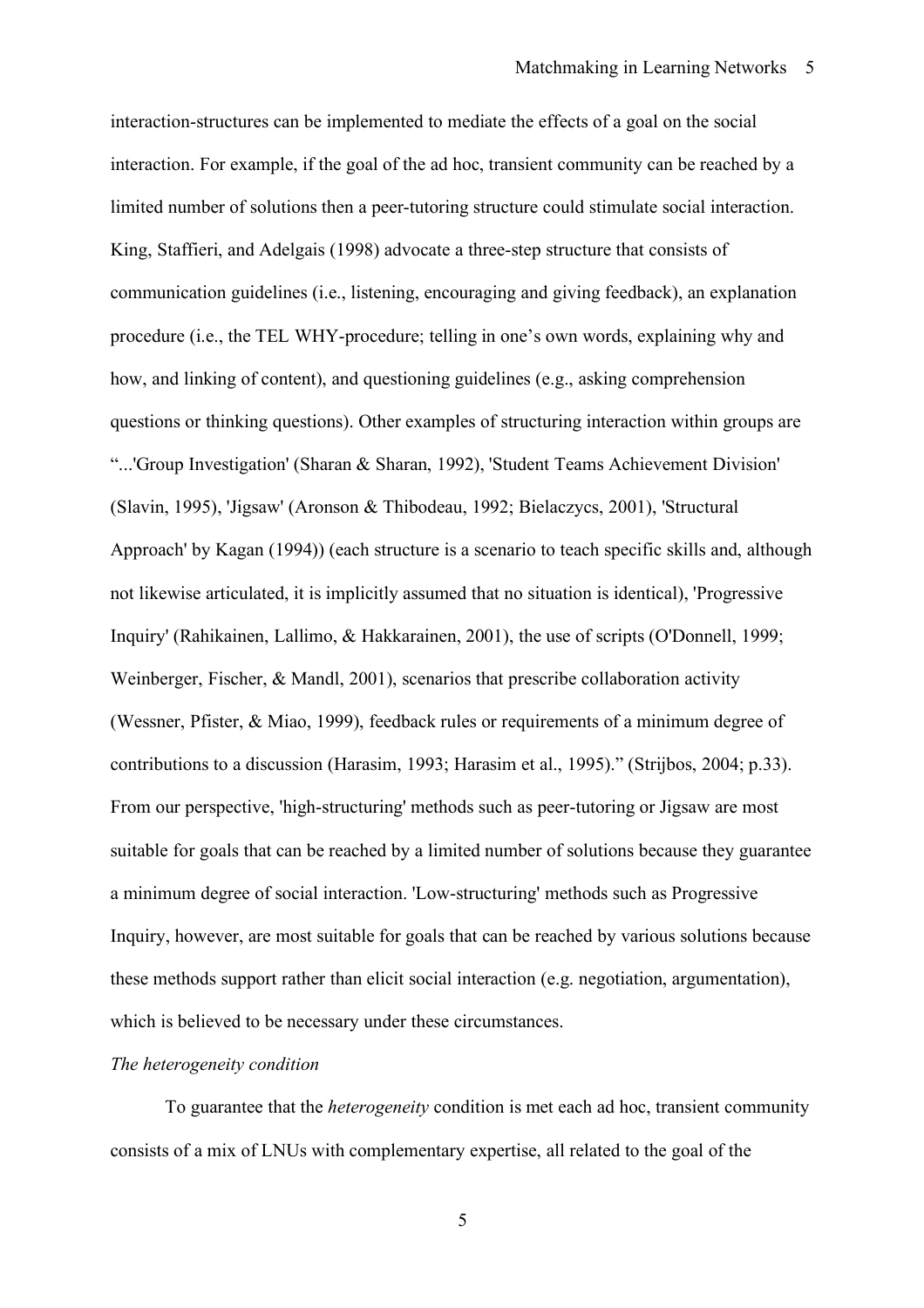interaction-structures can be implemented to mediate the effects of a goal on the social interaction. For example, if the goal of the ad hoc, transient community can be reached by a limited number of solutions then a peer-tutoring structure could stimulate social interaction. King, Staffieri, and Adelgais (1998) advocate a three-step structure that consists of communication guidelines (i.e., listening, encouraging and giving feedback), an explanation procedure (i.e., the TEL WHY-procedure; telling in one's own words, explaining why and how, and linking of content), and questioning guidelines (e.g., asking comprehension questions or thinking questions). Other examples of structuring interaction within groups are "...'Group Investigation' (Sharan & Sharan, 1992), 'Student Teams Achievement Division' (Slavin, 1995), 'Jigsaw' (Aronson & Thibodeau, 1992; Bielaczycs, 2001), 'Structural Approach' by Kagan (1994)) (each structure is a scenario to teach specific skills and, although not likewise articulated, it is implicitly assumed that no situation is identical), 'Progressive Inquiry' (Rahikainen, Lallimo, & Hakkarainen, 2001), the use of scripts (O'Donnell, 1999; Weinberger, Fischer, & Mandl, 2001), scenarios that prescribe collaboration activity (Wessner, Pfister, & Miao, 1999), feedback rules or requirements of a minimum degree of contributions to a discussion (Harasim, 1993; Harasim et al., 1995)." (Strijbos, 2004; p.33). From our perspective, 'high-structuring' methods such as peer-tutoring or Jigsaw are most suitable for goals that can be reached by a limited number of solutions because they guarantee a minimum degree of social interaction. 'Low-structuring' methods such as Progressive Inquiry, however, are most suitable for goals that can be reached by various solutions because these methods support rather than elicit social interaction (e.g. negotiation, argumentation), which is believed to be necessary under these circumstances.

*The heterogeneity condition*

To guarantee that the *heterogeneity* condition is met each ad hoc, transient community consists of a mix of LNUs with complementary expertise, all related to the goal of the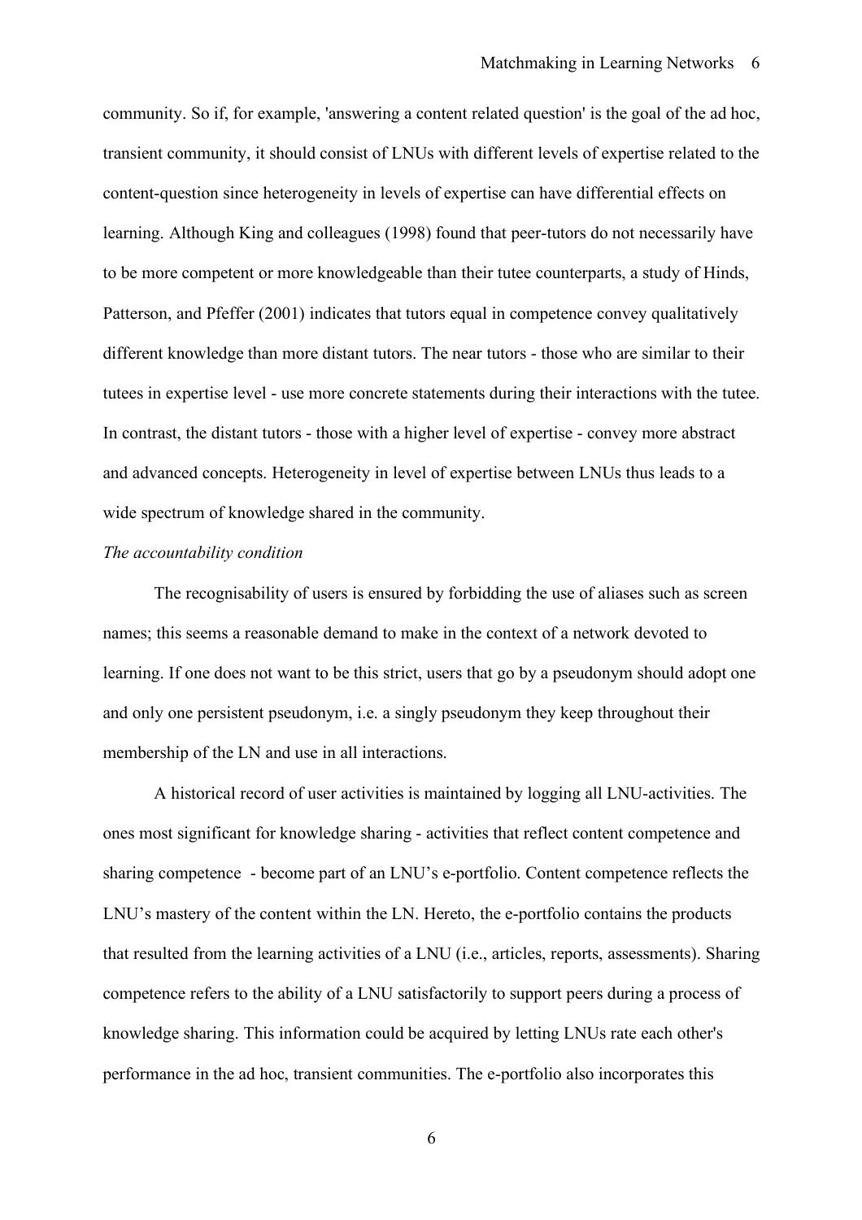community. So if, for example, 'answering a content related question' is the goal of the ad hoc, transient community, it should consist of LNUs with different levels of expertise related to the content-question since heterogeneity in levels of expertise can have differential effects on learning. Although King and colleagues (1998) found that peer-tutors do not necessarily have to be more competent or more knowledgeable than their tutee counterparts, a study of Hinds, Patterson, and Pfeffer (2001) indicates that tutors equal in competence convey qualitatively different knowledge than more distant tutors. The near tutors - those who are similar to their tutees in expertise level - use more concrete statements during their interactions with the tutee. In contrast, the distant tutors - those with a higher level of expertise - convey more abstract and advanced concepts. Heterogeneity in level of expertise between LNUs thus leads to a wide spectrum of knowledge shared in the community.

*The accountability condition*

The recognisability of users is ensured by forbidding the use of aliases such as screen names; this seems a reasonable demand to make in the context of a network devoted to learning. If one does not want to be this strict, users that go by a pseudonym should adopt one and only one persistent pseudonym, i.e. a singly pseudonym they keep throughout their membership of the LN and use in all interactions.

A historical record of user activities is maintained by logging all LNU-activities. The ones most significant for knowledge sharing - activities that reflect content competence and sharing competence - become part of an LNU's e-portfolio. Content competence reflects the LNU's mastery of the content within the LN. Hereto, the e-portfolio contains the products that resulted from the learning activities of a LNU (i.e., articles, reports, assessments). Sharing competence refers to the ability of a LNU satisfactorily to support peers during a process of knowledge sharing. This information could be acquired by letting LNUs rate each other's performance in the ad hoc, transient communities. The e-portfolio also incorporates this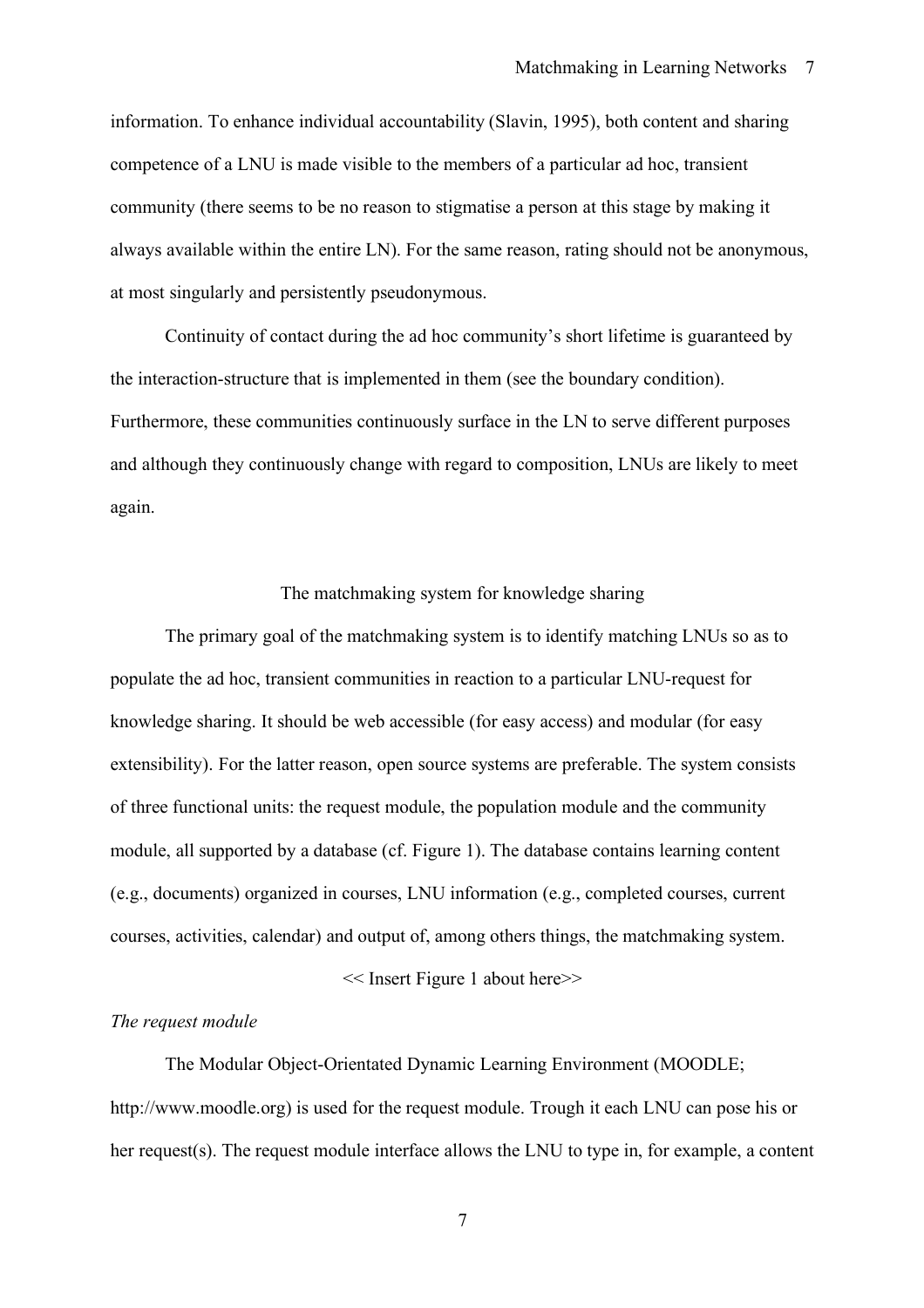information. To enhance individual accountability (Slavin, 1995), both content and sharing competence of a LNU is made visible to the members of a particular ad hoc, transient community (there seems to be no reason to stigmatise a person at this stage by making it always available within the entire LN). For the same reason, rating should not be anonymous, at most singularly and persistently pseudonymous.

Continuity of contact during the ad hoc community's short lifetime is guaranteed by the interaction-structure that is implemented in them (see the boundary condition). Furthermore, these communities continuously surface in the LN to serve different purposes and although they continuously change with regard to composition, LNUs are likely to meet again.

## The matchmaking system for knowledge sharing

The primary goal of the matchmaking system is to identify matching LNUs so as to populate the ad hoc, transient communities in reaction to a particular LNU-request for knowledge sharing. It should be web accessible (for easy access) and modular (for easy extensibility). For the latter reason, open source systems are preferable. The system consists of three functional units: the request module, the population module and the community module, all supported by a database (cf. Figure 1). The database contains learning content (e.g., documents) organized in courses, LNU information (e.g., completed courses, current courses, activities, calendar) and output of, among others things, the matchmaking system.

<< Insert Figure 1 about here>>

### *The request module*

The Modular Object-Orientated Dynamic Learning Environment (MOODLE; http://www.moodle.org) is used for the request module. Trough it each LNU can pose his or her request(s). The request module interface allows the LNU to type in, for example, a content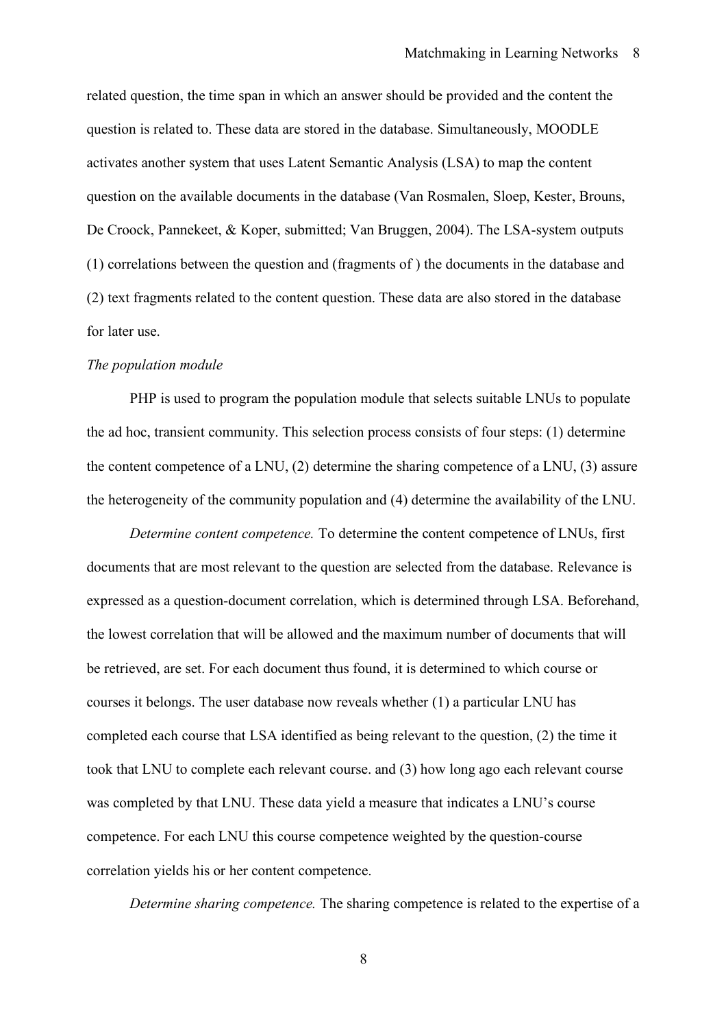related question, the time span in which an answer should be provided and the content the question is related to. These data are stored in the database. Simultaneously, MOODLE activates another system that uses Latent Semantic Analysis (LSA) to map the content question on the available documents in the database (Van Rosmalen, Sloep, Kester, Brouns, De Croock, Pannekeet, & Koper, submitted; Van Bruggen, 2004). The LSA-system outputs (1) correlations between the question and (fragments of ) the documents in the database and (2) text fragments related to the content question. These data are also stored in the database for later use.

*The population module*

PHP is used to program the population module that selects suitable LNUs to populate the ad hoc, transient community. This selection process consists of four steps: (1) determine the content competence of a LNU, (2) determine the sharing competence of a LNU, (3) assure the heterogeneity of the community population and (4) determine the availability of the LNU.

*Determine content competence.* To determine the content competence of LNUs, first documents that are most relevant to the question are selected from the database. Relevance is expressed as a question-document correlation, which is determined through LSA. Beforehand, the lowest correlation that will be allowed and the maximum number of documents that will be retrieved, are set. For each document thus found, it is determined to which course or courses it belongs. The user database now reveals whether (1) a particular LNU has completed each course that LSA identified as being relevant to the question, (2) the time it took that LNU to complete each relevant course. and (3) how long ago each relevant course was completed by that LNU. These data yield a measure that indicates a LNU's course competence. For each LNU this course competence weighted by the question-course correlation yields his or her content competence.

*Determine sharing competence.* The sharing competence is related to the expertise of a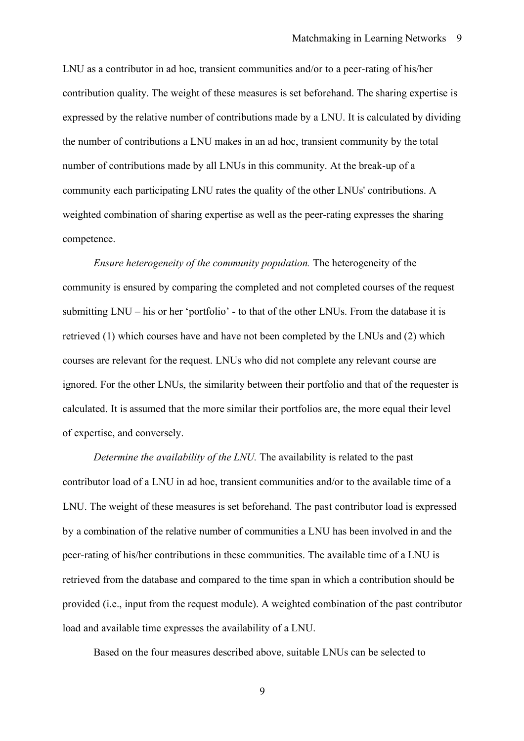LNU as a contributor in ad hoc, transient communities and/or to a peer-rating of his/her contribution quality. The weight of these measures is set beforehand. The sharing expertise is expressed by the relative number of contributions made by a LNU. It is calculated by dividing the number of contributions a LNU makes in an ad hoc, transient community by the total number of contributions made by all LNUs in this community. At the break-up of a community each participating LNU rates the quality of the other LNUs' contributions. A weighted combination of sharing expertise as well as the peer-rating expresses the sharing competence.

*Ensure heterogeneity of the community population.* The heterogeneity of the community is ensured by comparing the completed and not completed courses of the request submitting LNU – his or her 'portfolio' - to that of the other LNUs. From the database it is retrieved (1) which courses have and have not been completed by the LNUs and (2) which courses are relevant for the request. LNUs who did not complete any relevant course are ignored. For the other LNUs, the similarity between their portfolio and that of the requester is calculated. It is assumed that the more similar their portfolios are, the more equal their level of expertise, and conversely.

*Determine the availability of the LNU.* The availability is related to the past contributor load of a LNU in ad hoc, transient communities and/or to the available time of a LNU. The weight of these measures is set beforehand. The past contributor load is expressed by a combination of the relative number of communities a LNU has been involved in and the peer-rating of his/her contributions in these communities. The available time of a LNU is retrieved from the database and compared to the time span in which a contribution should be provided (i.e., input from the request module). A weighted combination of the past contributor load and available time expresses the availability of a LNU.

Based on the four measures described above, suitable LNUs can be selected to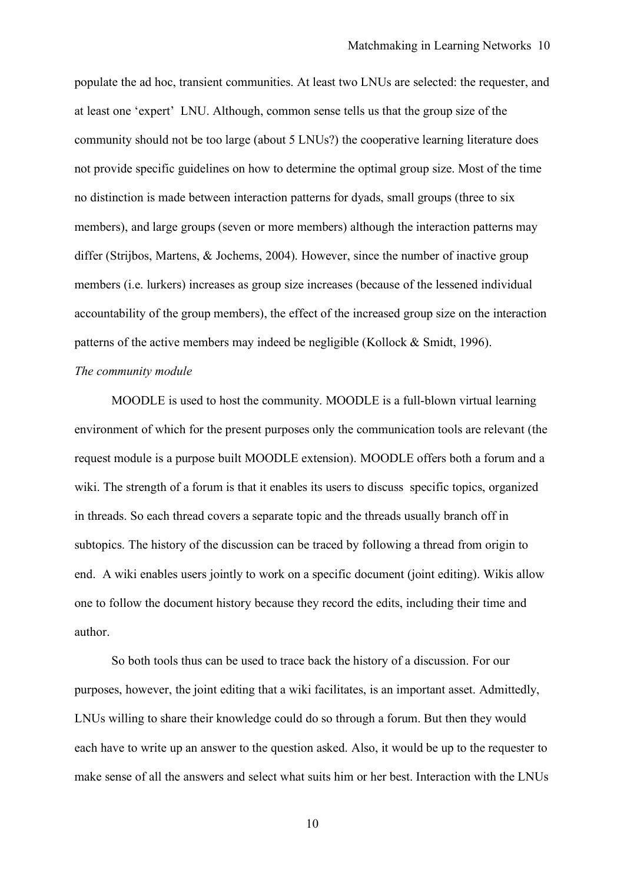populate the ad hoc, transient communities. At least two LNUs are selected: the requester, and at least one 'expert' LNU. Although, common sense tells us that the group size of the community should not be too large (about 5 LNUs?) the cooperative learning literature does not provide specific guidelines on how to determine the optimal group size. Most of the time no distinction is made between interaction patterns for dyads, small groups (three to six members), and large groups (seven or more members) although the interaction patterns may differ (Strijbos, Martens, & Jochems, 2004). However, since the number of inactive group members (i.e. lurkers) increases as group size increases (because of the lessened individual accountability of the group members), the effect of the increased group size on the interaction patterns of the active members may indeed be negligible (Kollock & Smidt, 1996).

*The community module*

MOODLE is used to host the community. MOODLE is a full-blown virtual learning environment of which for the present purposes only the communication tools are relevant (the request module is a purpose built MOODLE extension). MOODLE offers both a forum and a wiki. The strength of a forum is that it enables its users to discuss specific topics, organized in threads. So each thread covers a separate topic and the threads usually branch off in subtopics. The history of the discussion can be traced by following a thread from origin to end. A wiki enables users jointly to work on a specific document (joint editing). Wikis allow one to follow the document history because they record the edits, including their time and author.

So both tools thus can be used to trace back the history of a discussion. For our purposes, however, the joint editing that a wiki facilitates, is an important asset. Admittedly, LNUs willing to share their knowledge could do so through a forum. But then they would each have to write up an answer to the question asked. Also, it would be up to the requester to make sense of all the answers and select what suits him or her best. Interaction with the LNUs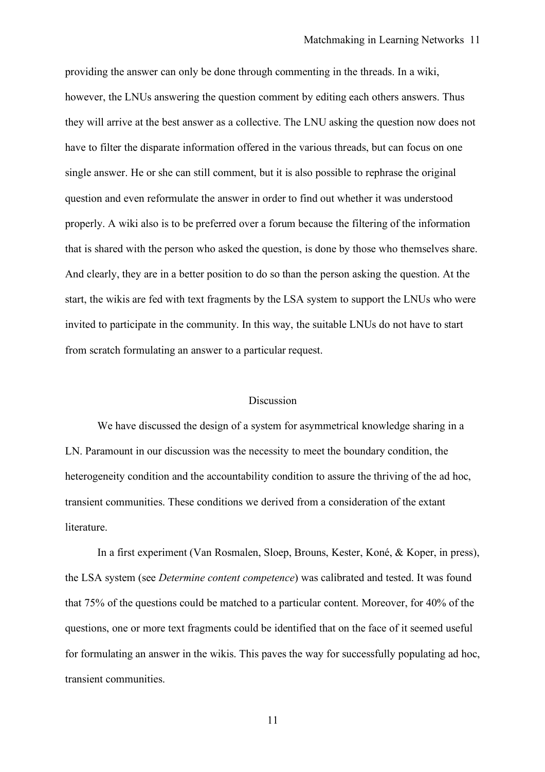providing the answer can only be done through commenting in the threads. In a wiki, however, the LNUs answering the question comment by editing each others answers. Thus they will arrive at the best answer as a collective. The LNU asking the question now does not have to filter the disparate information offered in the various threads, but can focus on one single answer. He or she can still comment, but it is also possible to rephrase the original question and even reformulate the answer in order to find out whether it was understood properly. A wiki also is to be preferred over a forum because the filtering of the information that is shared with the person who asked the question, is done by those who themselves share. And clearly, they are in a better position to do so than the person asking the question. At the start, the wikis are fed with text fragments by the LSA system to support the LNUs who were invited to participate in the community. In this way, the suitable LNUs do not have to start from scratch formulating an answer to a particular request.

## Discussion

We have discussed the design of a system for asymmetrical knowledge sharing in a LN. Paramount in our discussion was the necessity to meet the boundary condition, the heterogeneity condition and the accountability condition to assure the thriving of the ad hoc, transient communities. These conditions we derived from a consideration of the extant literature.

In a first experiment (Van Rosmalen, Sloep, Brouns, Kester, Koné, & Koper, in press), the LSA system (see *Determine content competence*) was calibrated and tested. It was found that 75% of the questions could be matched to a particular content. Moreover, for 40% of the questions, one or more text fragments could be identified that on the face of it seemed useful for formulating an answer in the wikis. This paves the way for successfully populating ad hoc, transient communities.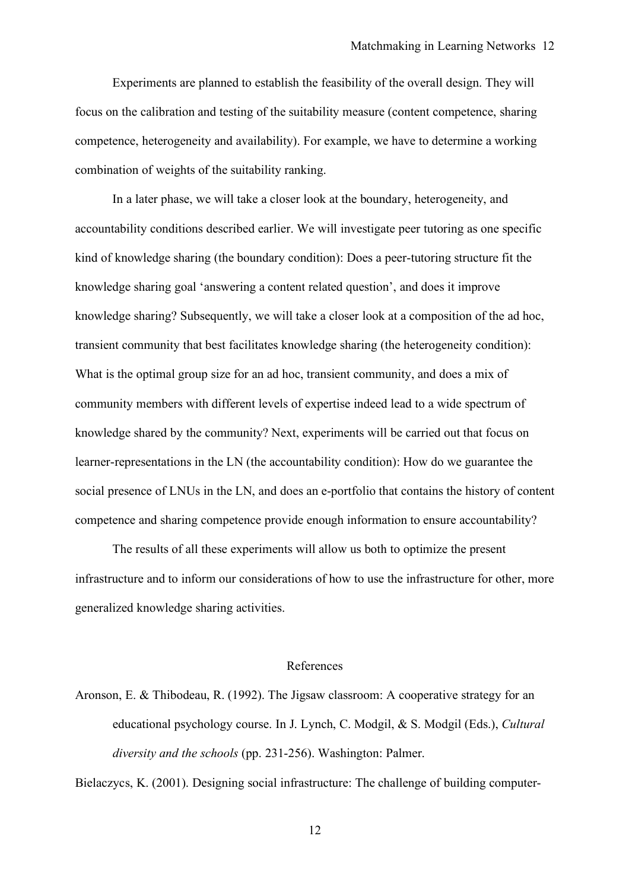Experiments are planned to establish the feasibility of the overall design. They will focus on the calibration and testing of the suitability measure (content competence, sharing competence, heterogeneity and availability). For example, we have to determine a working combination of weights of the suitability ranking.

In a later phase, we will take a closer look at the boundary, heterogeneity, and accountability conditions described earlier. We will investigate peer tutoring as one specific kind of knowledge sharing (the boundary condition): Does a peer-tutoring structure fit the knowledge sharing goal 'answering a content related question', and does it improve knowledge sharing? Subsequently, we will take a closer look at a composition of the ad hoc, transient community that best facilitates knowledge sharing (the heterogeneity condition): What is the optimal group size for an ad hoc, transient community, and does a mix of community members with different levels of expertise indeed lead to a wide spectrum of knowledge shared by the community? Next, experiments will be carried out that focus on learner-representations in the LN (the accountability condition): How do we guarantee the social presence of LNUs in the LN, and does an e-portfolio that contains the history of content competence and sharing competence provide enough information to ensure accountability?

The results of all these experiments will allow us both to optimize the present infrastructure and to inform our considerations of how to use the infrastructure for other, more generalized knowledge sharing activities.

## References

Aronson, E. & Thibodeau, R. (1992). The Jigsaw classroom: A cooperative strategy for an educational psychology course. In J. Lynch, C. Modgil, & S. Modgil (Eds.), *Cultural diversity and the schools* (pp. 231-256). Washington: Palmer.

Bielaczycs, K. (2001). Designing social infrastructure: The challenge of building computer-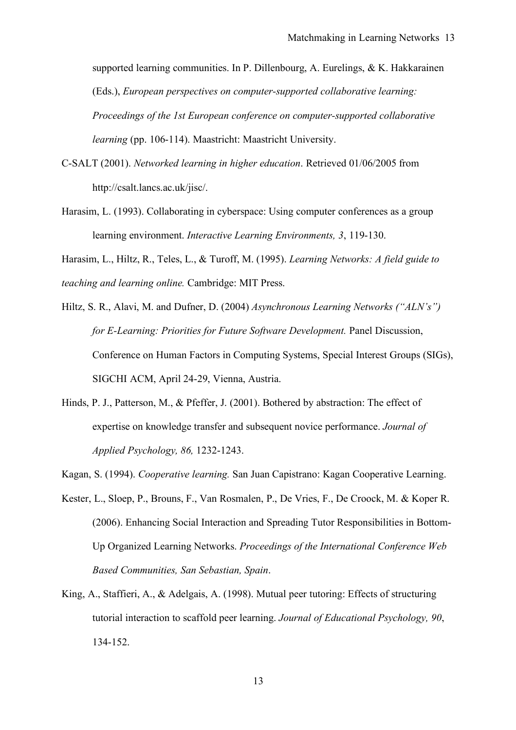supported learning communities. In P. Dillenbourg, A. Eurelings, & K. Hakkarainen (Eds.), *European perspectives on computer-supported collaborative learning: Proceedings of the 1st European conference on computer-supported collaborative learning* (pp. 106-114). Maastricht: Maastricht University.

C-SALT (2001). *Networked learning in higher education*. Retrieved 01/06/2005 from http://csalt.lancs.ac.uk/jisc/.

Harasim, L. (1993). Collaborating in cyberspace: Using computer conferences as a group learning environment. *Interactive Learning Environments, 3*, 119-130.

Harasim, L., Hiltz, R., Teles, L., & Turoff, M. (1995). *Learning Networks: A field guide to teaching and learning online.* Cambridge: MIT Press.

Hiltz, S. R., Alavi, M. and Dufner, D. (2004) *Asynchronous Learning Networks ("ALN's") for E-Learning: Priorities for Future Software Development.* Panel Discussion, Conference on Human Factors in Computing Systems, Special Interest Groups (SIGs), SIGCHI ACM, April 24-29, Vienna, Austria.

Hinds, P. J., Patterson, M., & Pfeffer, J. (2001). Bothered by abstraction: The effect of expertise on knowledge transfer and subsequent novice performance. *Journal of Applied Psychology, 86,* 1232-1243.

Kagan, S. (1994). *Cooperative learning.* San Juan Capistrano: Kagan Cooperative Learning.

Kester, L., Sloep, P., Brouns, F., Van Rosmalen, P., De Vries, F., De Croock, M. & Koper R. (2006). Enhancing Social Interaction and Spreading Tutor Responsibilities in Bottom-Up Organized Learning Networks. *Proceedings of the International Conference Web Based Communities, San Sebastian, Spain*.

King, A., Staffieri, A., & Adelgais, A. (1998). Mutual peer tutoring: Effects of structuring tutorial interaction to scaffold peer learning. *Journal of Educational Psychology, 90*, 134-152.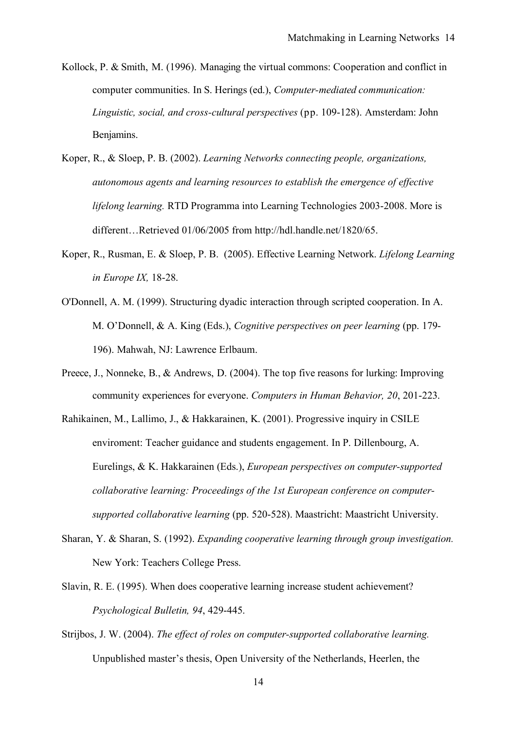Kollock, P. & Smith, M. (1996). Managing the virtual commons: Cooperation and conflict in computer communities. In S. Herings (ed.), *Computer-mediated communication: Linguistic, social, and cross-cultural perspectives* (pp. 109-128). Amsterdam: John Benjamins.

Koper, R., & Sloep, P. B. (2002). *Learning Networks connecting people, organizations, autonomous agents and learning resources to establish the emergence of effective lifelong learning.* RTD Programma into Learning Technologies 2003-2008. More is different…Retrieved 01/06/2005 from http://hdl.handle.net/1820/65.

Koper, R., Rusman, E. & Sloep, P. B. (2005). Effective Learning Network. *Lifelong Learning in Europe IX,* 18-28.

O'Donnell, A. M. (1999). Structuring dyadic interaction through scripted cooperation. In A. M. O'Donnell, & A. King (Eds.), *Cognitive perspectives on peer learning* (pp. 179-196). Mahwah, NJ: Lawrence Erlbaum.

Preece, J., Nonneke, B., & Andrews, D. (2004). The top five reasons for lurking: Improving community experiences for everyone. *Computers in Human Behavior, 20*, 201-223.

Rahikainen, M., Lallimo, J., & Hakkarainen, K. (2001). Progressive inquiry in CSILE enviroment: Teacher guidance and students engagement. In P. Dillenbourg, A. Eurelings, & K. Hakkarainen (Eds.), *European perspectives on computer-supported collaborative learning: Proceedings of the 1st European conference on computer-supported collaborative learning* (pp. 520-528). Maastricht: Maastricht University.

Sharan, Y. & Sharan, S. (1992). *Expanding cooperative learning through group investigation.* New York: Teachers College Press.

Slavin, R. E. (1995). When does cooperative learning increase student achievement? *Psychological Bulletin, 94*, 429-445.

Strijbos, J. W. (2004). *The effect of roles on computer-supported collaborative learning.* Unpublished master's thesis, Open University of the Netherlands, Heerlen, the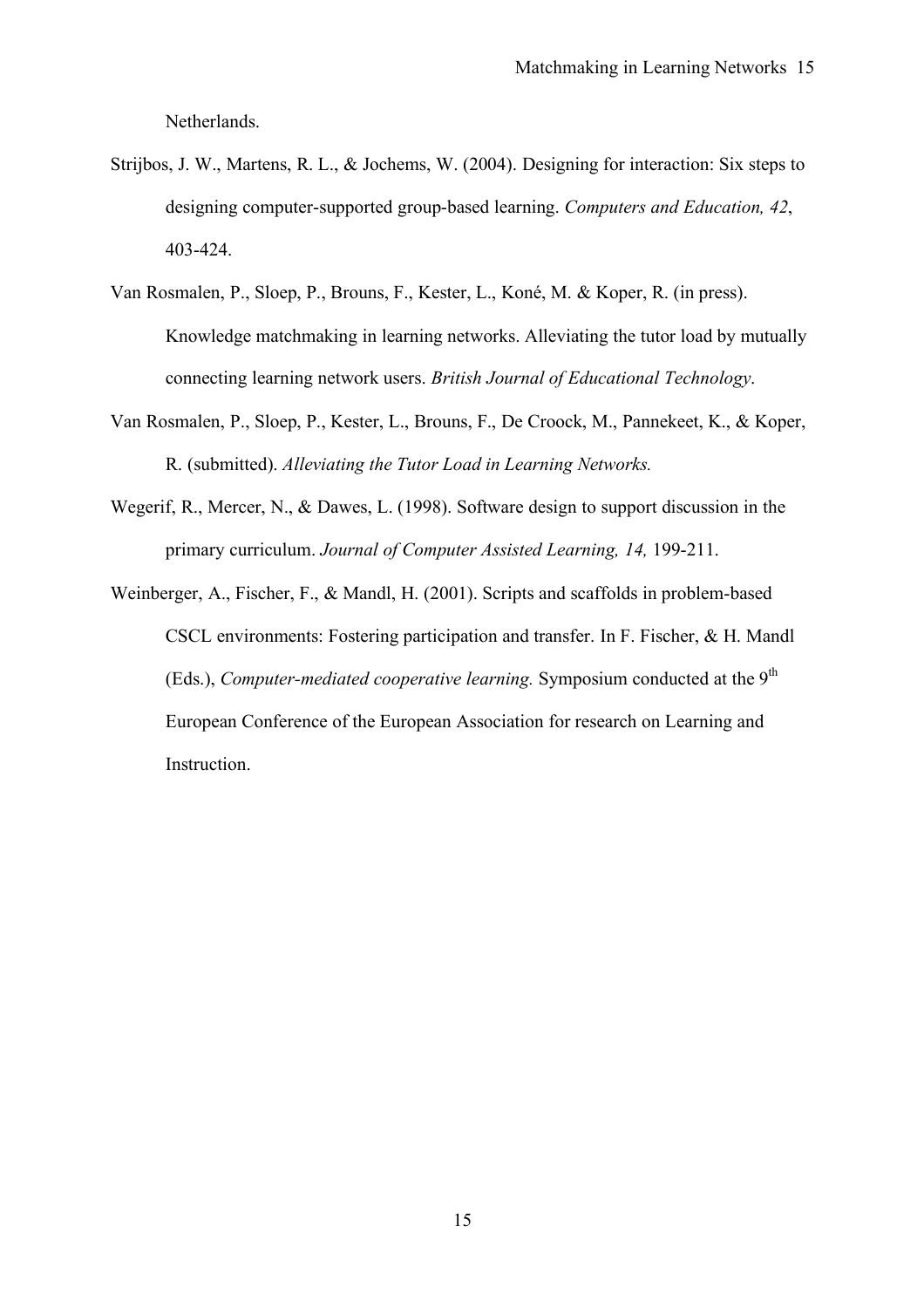Netherlands.

Strijbos, J. W., Martens, R. L., & Jochems, W. (2004). Designing for interaction: Six steps to designing computer-supported group-based learning. *Computers and Education, 42*, 403-424.

Van Rosmalen, P., Sloep, P., Brouns, F., Kester, L., Koné, M. & Koper, R. (in press). Knowledge matchmaking in learning networks. Alleviating the tutor load by mutually connecting learning network users. *British Journal of Educational Technology*.

Van Rosmalen, P., Sloep, P., Kester, L., Brouns, F., De Croock, M., Pannekeet, K., & Koper, R. (submitted). *Alleviating the Tutor Load in Learning Networks.*

Wegerif, R., Mercer, N., & Dawes, L. (1998). Software design to support discussion in the primary curriculum. *Journal of Computer Assisted Learning, 14,* 199-211.

Weinberger, A., Fischer, F., & Mandl, H. (2001). Scripts and scaffolds in problem-based CSCL environments: Fostering participation and transfer. In F. Fischer, & H. Mandl (Eds.), *Computer-mediated cooperative learning.* Symposium conducted at the 9th European Conference of the European Association for research on Learning and Instruction.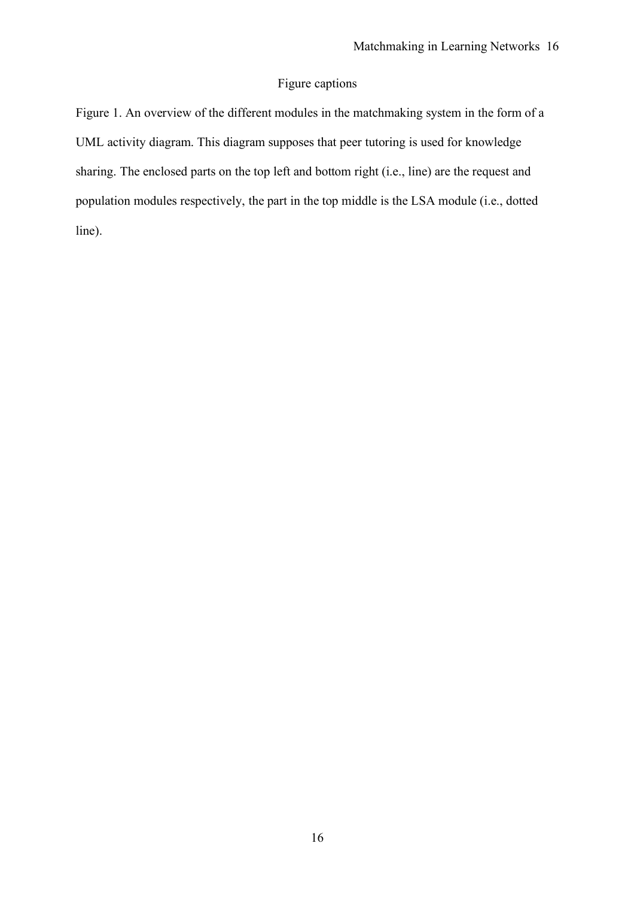# Figure captions

Figure 1. An overview of the different modules in the matchmaking system in the form of a UML activity diagram. This diagram supposes that peer tutoring is used for knowledge sharing. The enclosed parts on the top left and bottom right (i.e., line) are the request and population modules respectively, the part in the top middle is the LSA module (i.e., dotted line).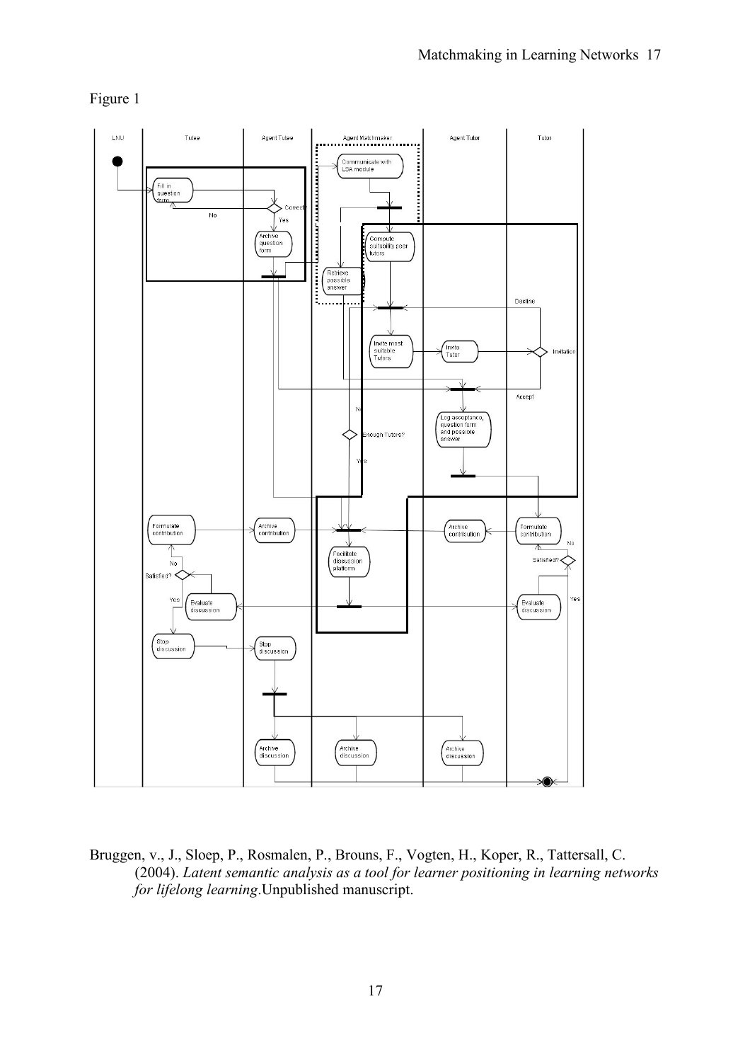Figure 1

LNU
Tutee
Agent Tutee
Agent Matchmaker
Agent Tutor
Tutor

Fill in question form
Correct
No
Yes
Archive question form
Communicate with LSA module
Compute suitability peer tutors
Retrieve possible answer
Decline
Invite most suitable Tutors
Invite Tutor
Invitation
Accept
No
Enough Tutors?
Yes
Log acceptance, question form and possible answer
Formulate contribution
Archive contribution
Archive contribution
Formulate contribution
No
Satisfied?
Facilitate discussion platform
Satisfied?
No
Yes
Evaluate discussion
Evaluate discussion
Yes
Stop discussion
Stop discussion
Archive discussion
Archive discussion
Archive discussion

Bruggen, v., J., Sloep, P., Rosmalen, P., Brouns, F., Vogten, H., Koper, R., Tattersall, C. (2004). *Latent semantic analysis as a tool for learner positioning in learning networks for lifelong learning*.Unpublished manuscript.